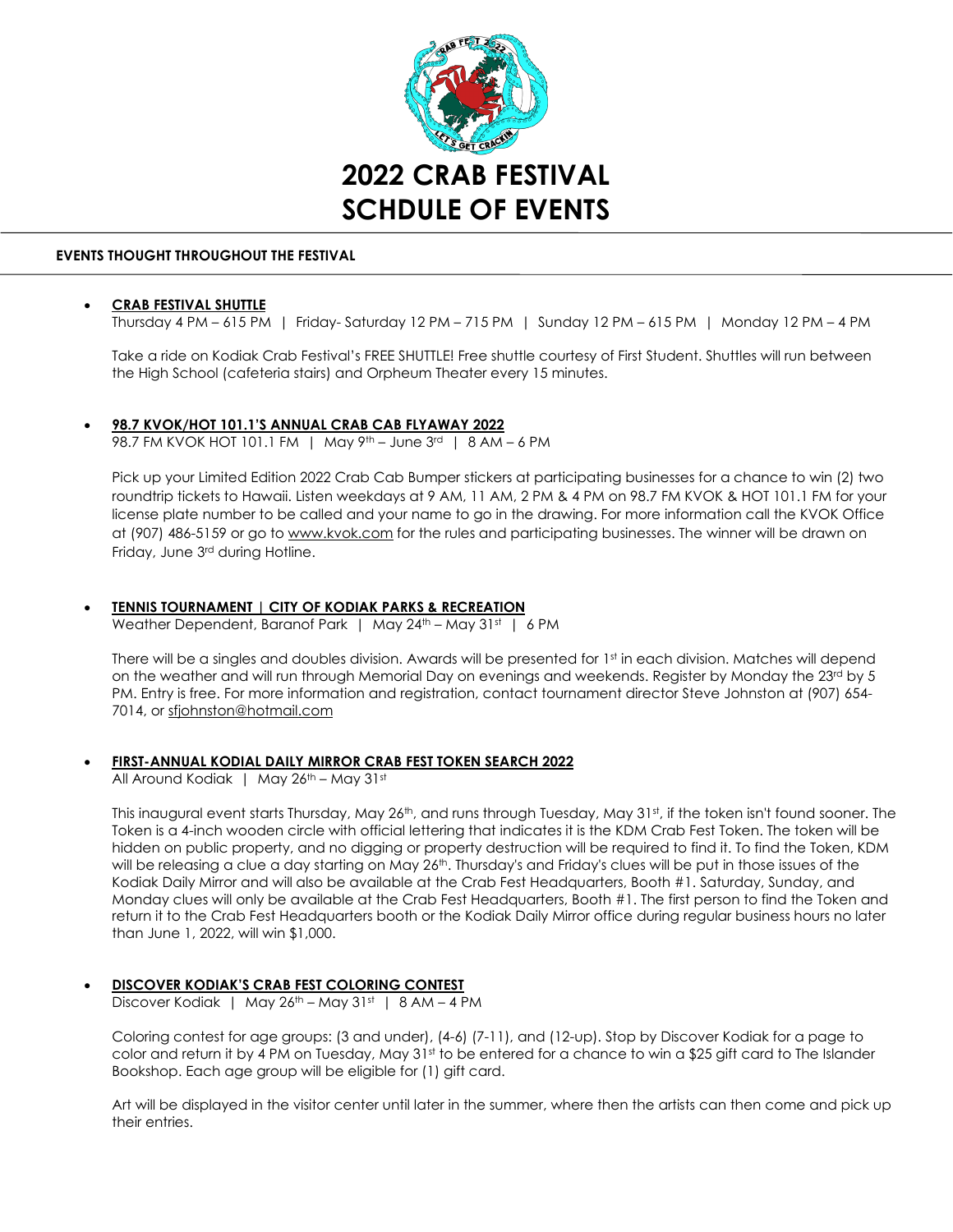# 2022 CRAB FESTIVAL
# SCHDULE OF EVENTS

## EVENTS THOUGHT THROUGHOUT THE FESTIVAL

- **CRAB FESTIVAL SHUTTLE**

  Thursday 4 PM – 615 PM | Friday- Saturday 12 PM – 715 PM | Sunday 12 PM – 615 PM | Monday 12 PM – 4 PM

  Take a ride on Kodiak Crab Festival's FREE SHUTTLE! Free shuttle courtesy of First Student. Shuttles will run between the High School (cafeteria stairs) and Orpheum Theater every 15 minutes.

- **98.7 KVOK/HOT 101.1'S ANNUAL CRAB CAB FLYAWAY 2022**

  98.7 FM KVOK HOT 101.1 FM | May 9th – June 3rd | 8 AM – 6 PM

  Pick up your Limited Edition 2022 Crab Cab Bumper stickers at participating businesses for a chance to win (2) two roundtrip tickets to Hawaii. Listen weekdays at 9 AM, 11 AM, 2 PM & 4 PM on 98.7 FM KVOK & HOT 101.1 FM for your license plate number to be called and your name to go in the drawing. For more information call the KVOK Office at (907) 486-5159 or go to www.kvok.com for the rules and participating businesses. The winner will be drawn on Friday, June 3rd during Hotline.

- **TENNIS TOURNAMENT | CITY OF KODIAK PARKS & RECREATION**

  Weather Dependent, Baranof Park | May 24th – May 31st | 6 PM

  There will be a singles and doubles division. Awards will be presented for 1st in each division. Matches will depend on the weather and will run through Memorial Day on evenings and weekends. Register by Monday the 23rd by 5 PM. Entry is free. For more information and registration, contact tournament director Steve Johnston at (907) 654-7014, or sfjohnston@hotmail.com

- **FIRST-ANNUAL KODIAL DAILY MIRROR CRAB FEST TOKEN SEARCH 2022**

  All Around Kodiak | May 26th – May 31st

  This inaugural event starts Thursday, May 26th, and runs through Tuesday, May 31st, if the token isn't found sooner. The Token is a 4-inch wooden circle with official lettering that indicates it is the KDM Crab Fest Token. The token will be hidden on public property, and no digging or property destruction will be required to find it. To find the Token, KDM will be releasing a clue a day starting on May 26th. Thursday's and Friday's clues will be put in those issues of the Kodiak Daily Mirror and will also be available at the Crab Fest Headquarters, Booth #1. Saturday, Sunday, and Monday clues will only be available at the Crab Fest Headquarters, Booth #1. The first person to find the Token and return it to the Crab Fest Headquarters booth or the Kodiak Daily Mirror office during regular business hours no later than June 1, 2022, will win $1,000.

- **DISCOVER KODIAK'S CRAB FEST COLORING CONTEST**

  Discover Kodiak | May 26th – May 31st | 8 AM – 4 PM

  Coloring contest for age groups: (3 and under), (4-6) (7-11), and (12-up). Stop by Discover Kodiak for a page to color and return it by 4 PM on Tuesday, May 31st to be entered for a chance to win a $25 gift card to The Islander Bookshop. Each age group will be eligible for (1) gift card.

  Art will be displayed in the visitor center until later in the summer, where then the artists can then come and pick up their entries.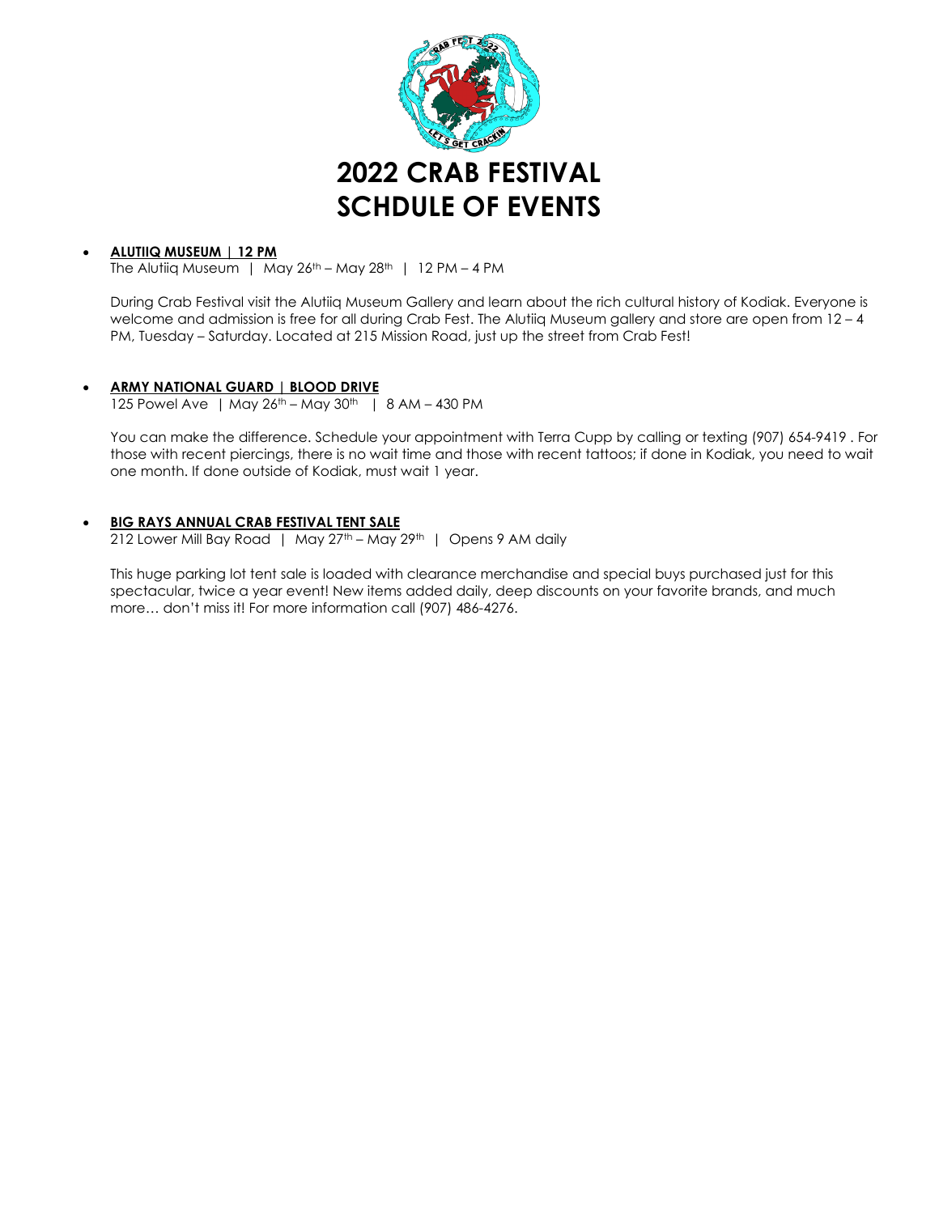# 2022 CRAB FESTIVAL SCHDULE OF EVENTS

- **ALUTIIQ MUSEUM | 12 PM**

  The Alutiiq Museum | May 26th – May 28th | 12 PM – 4 PM

  During Crab Festival visit the Alutiiq Museum Gallery and learn about the rich cultural history of Kodiak. Everyone is welcome and admission is free for all during Crab Fest. The Alutiiq Museum gallery and store are open from 12 – 4 PM, Tuesday – Saturday. Located at 215 Mission Road, just up the street from Crab Fest!

- **ARMY NATIONAL GUARD | BLOOD DRIVE**

  125 Powel Ave | May 26th – May 30th | 8 AM – 430 PM

  You can make the difference. Schedule your appointment with Terra Cupp by calling or texting (907) 654-9419 . For those with recent piercings, there is no wait time and those with recent tattoos; if done in Kodiak, you need to wait one month. If done outside of Kodiak, must wait 1 year.

- **BIG RAYS ANNUAL CRAB FESTIVAL TENT SALE**

  212 Lower Mill Bay Road | May 27th – May 29th | Opens 9 AM daily

  This huge parking lot tent sale is loaded with clearance merchandise and special buys purchased just for this spectacular, twice a year event! New items added daily, deep discounts on your favorite brands, and much more… don't miss it! For more information call (907) 486-4276.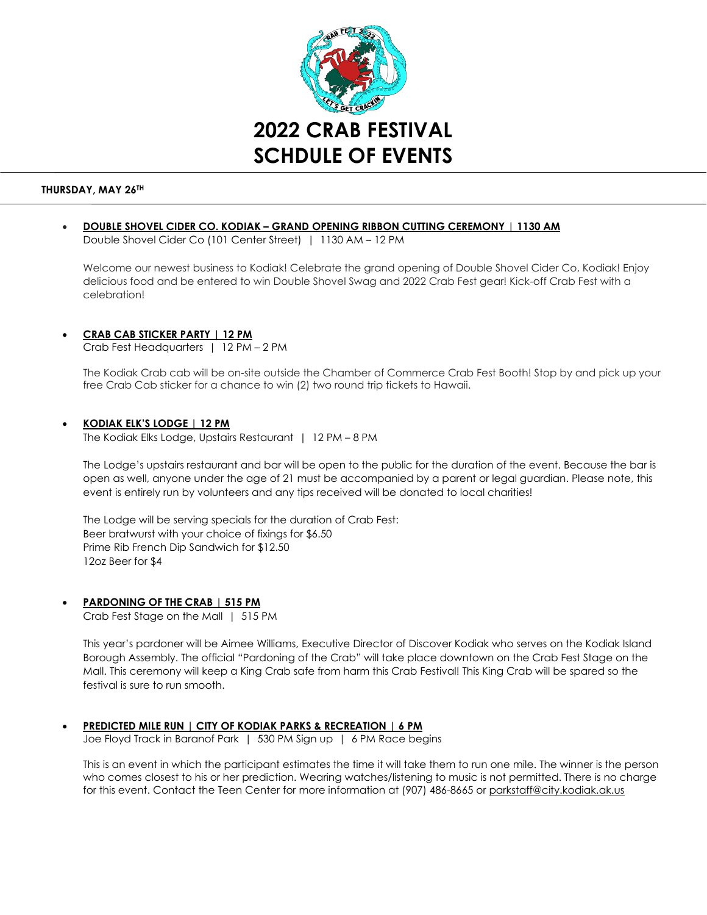# 2022 CRAB FESTIVAL SCHDULE OF EVENTS

## THURSDAY, MAY 26TH

- **DOUBLE SHOVEL CIDER CO. KODIAK – GRAND OPENING RIBBON CUTTING CEREMONY | 1130 AM**
  Double Shovel Cider Co (101 Center Street) | 1130 AM – 12 PM

  Welcome our newest business to Kodiak! Celebrate the grand opening of Double Shovel Cider Co, Kodiak! Enjoy delicious food and be entered to win Double Shovel Swag and 2022 Crab Fest gear! Kick-off Crab Fest with a celebration!

- **CRAB CAB STICKER PARTY | 12 PM**
  Crab Fest Headquarters | 12 PM – 2 PM

  The Kodiak Crab cab will be on-site outside the Chamber of Commerce Crab Fest Booth! Stop by and pick up your free Crab Cab sticker for a chance to win (2) two round trip tickets to Hawaii.

- **KODIAK ELK'S LODGE | 12 PM**
  The Kodiak Elks Lodge, Upstairs Restaurant | 12 PM – 8 PM

  The Lodge's upstairs restaurant and bar will be open to the public for the duration of the event. Because the bar is open as well, anyone under the age of 21 must be accompanied by a parent or legal guardian. Please note, this event is entirely run by volunteers and any tips received will be donated to local charities!

  The Lodge will be serving specials for the duration of Crab Fest:
  Beer bratwurst with your choice of fixings for $6.50
  Prime Rib French Dip Sandwich for $12.50
  12oz Beer for $4

- **PARDONING OF THE CRAB | 515 PM**
  Crab Fest Stage on the Mall | 515 PM

  This year's pardoner will be Aimee Williams, Executive Director of Discover Kodiak who serves on the Kodiak Island Borough Assembly. The official "Pardoning of the Crab" will take place downtown on the Crab Fest Stage on the Mall. This ceremony will keep a King Crab safe from harm this Crab Festival! This King Crab will be spared so the festival is sure to run smooth.

- **PREDICTED MILE RUN | CITY OF KODIAK PARKS & RECREATION | 6 PM**
  Joe Floyd Track in Baranof Park | 530 PM Sign up | 6 PM Race begins

  This is an event in which the participant estimates the time it will take them to run one mile. The winner is the person who comes closest to his or her prediction. Wearing watches/listening to music is not permitted. There is no charge for this event. Contact the Teen Center for more information at (907) 486-8665 or parkstaff@city.kodiak.ak.us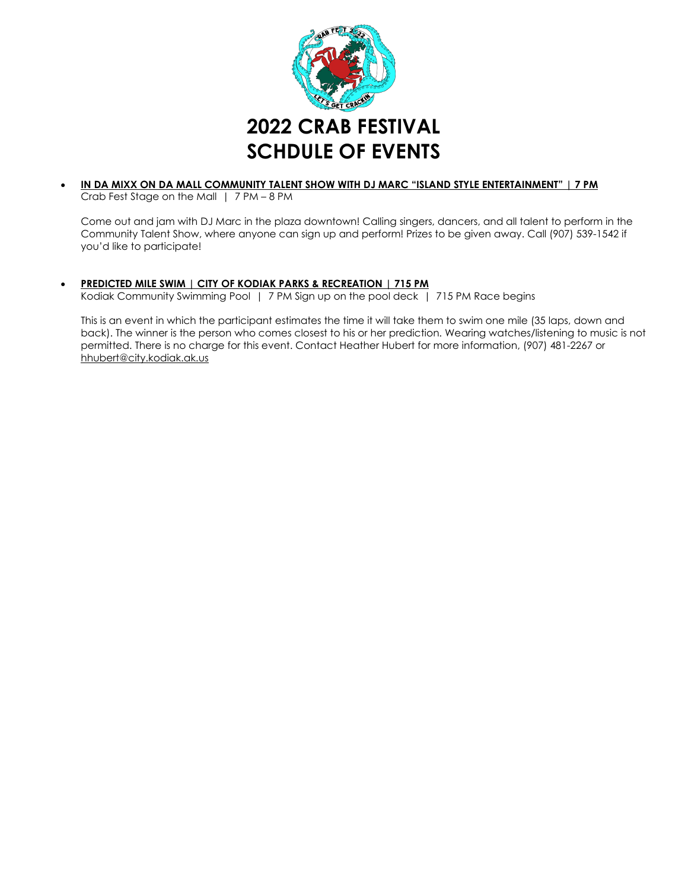# 2022 CRAB FESTIVAL SCHDULE OF EVENTS

- **IN DA MIXX ON DA MALL COMMUNITY TALENT SHOW WITH DJ MARC "ISLAND STYLE ENTERTAINMENT" | 7 PM**
  Crab Fest Stage on the Mall | 7 PM – 8 PM

  Come out and jam with DJ Marc in the plaza downtown! Calling singers, dancers, and all talent to perform in the Community Talent Show, where anyone can sign up and perform! Prizes to be given away. Call (907) 539-1542 if you'd like to participate!

- **PREDICTED MILE SWIM | CITY OF KODIAK PARKS & RECREATION | 715 PM**
  Kodiak Community Swimming Pool | 7 PM Sign up on the pool deck | 715 PM Race begins

  This is an event in which the participant estimates the time it will take them to swim one mile (35 laps, down and back). The winner is the person who comes closest to his or her prediction. Wearing watches/listening to music is not permitted. There is no charge for this event. Contact Heather Hubert for more information, (907) 481-2267 or hhubert@city.kodiak.ak.us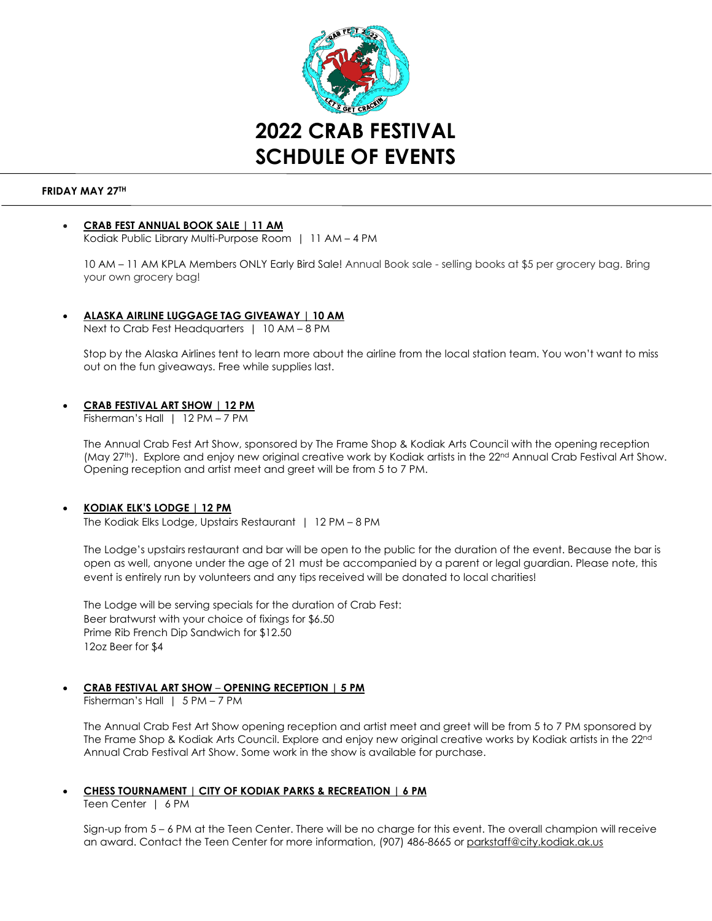# 2022 CRAB FESTIVAL SCHDULE OF EVENTS

**FRIDAY MAY 27TH**

- **CRAB FEST ANNUAL BOOK SALE | 11 AM**
  Kodiak Public Library Multi-Purpose Room | 11 AM – 4 PM

  10 AM – 11 AM KPLA Members ONLY Early Bird Sale! Annual Book sale - selling books at $5 per grocery bag. Bring your own grocery bag!

- **ALASKA AIRLINE LUGGAGE TAG GIVEAWAY | 10 AM**
  Next to Crab Fest Headquarters | 10 AM – 8 PM

  Stop by the Alaska Airlines tent to learn more about the airline from the local station team. You won't want to miss out on the fun giveaways. Free while supplies last.

- **CRAB FESTIVAL ART SHOW | 12 PM**
  Fisherman's Hall | 12 PM – 7 PM

  The Annual Crab Fest Art Show, sponsored by The Frame Shop & Kodiak Arts Council with the opening reception (May 27th). Explore and enjoy new original creative work by Kodiak artists in the 22nd Annual Crab Festival Art Show. Opening reception and artist meet and greet will be from 5 to 7 PM.

- **KODIAK ELK'S LODGE | 12 PM**
  The Kodiak Elks Lodge, Upstairs Restaurant | 12 PM – 8 PM

  The Lodge's upstairs restaurant and bar will be open to the public for the duration of the event. Because the bar is open as well, anyone under the age of 21 must be accompanied by a parent or legal guardian. Please note, this event is entirely run by volunteers and any tips received will be donated to local charities!

  The Lodge will be serving specials for the duration of Crab Fest:
  Beer bratwurst with your choice of fixings for $6.50
  Prime Rib French Dip Sandwich for $12.50
  12oz Beer for $4

- **CRAB FESTIVAL ART SHOW – OPENING RECEPTION | 5 PM**
  Fisherman's Hall | 5 PM – 7 PM

  The Annual Crab Fest Art Show opening reception and artist meet and greet will be from 5 to 7 PM sponsored by The Frame Shop & Kodiak Arts Council. Explore and enjoy new original creative works by Kodiak artists in the 22nd Annual Crab Festival Art Show. Some work in the show is available for purchase.

- **CHESS TOURNAMENT | CITY OF KODIAK PARKS & RECREATION | 6 PM**
  Teen Center | 6 PM

  Sign-up from 5 – 6 PM at the Teen Center. There will be no charge for this event. The overall champion will receive an award. Contact the Teen Center for more information, (907) 486-8665 or parkstaff@city.kodiak.ak.us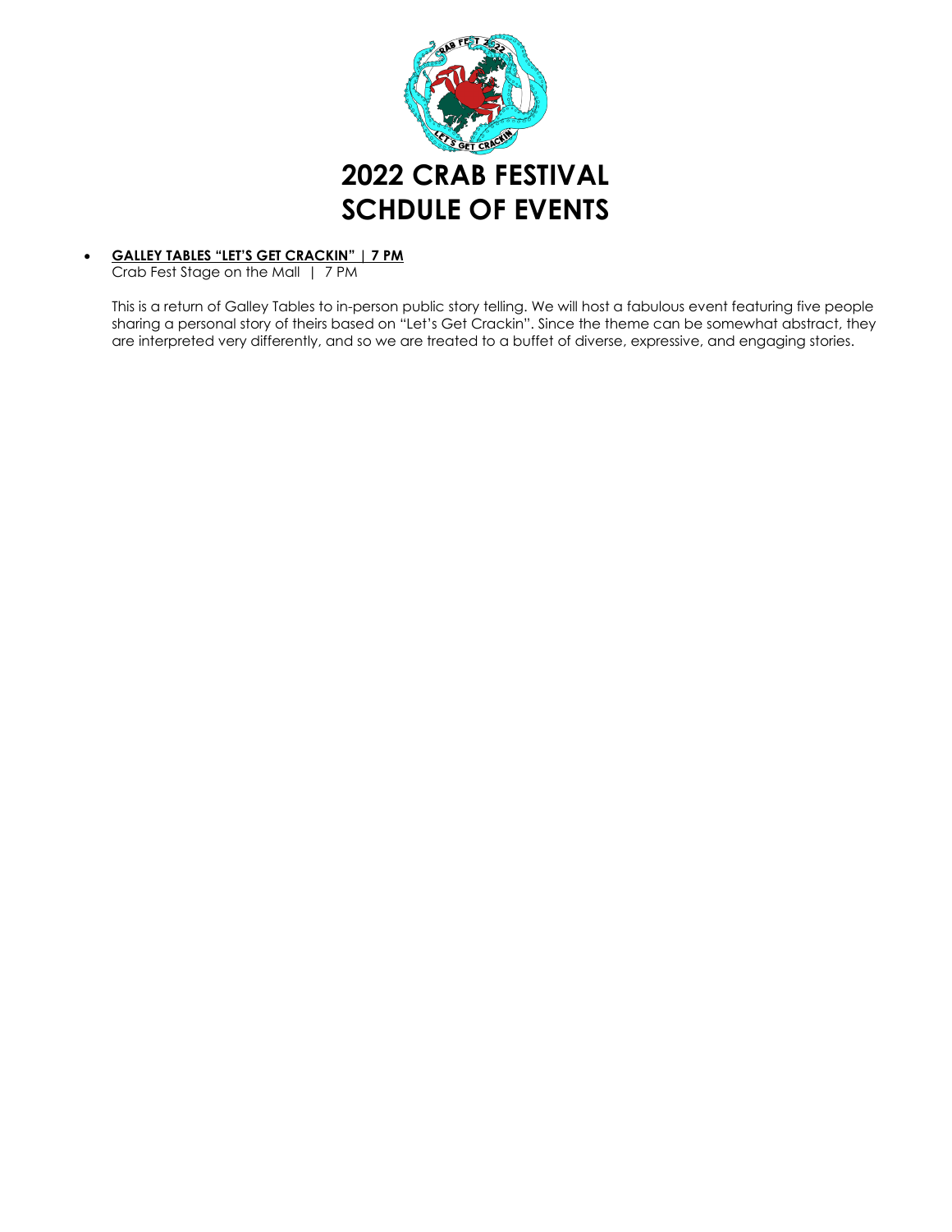# 2022 CRAB FESTIVAL SCHDULE OF EVENTS

- **GALLEY TABLES "LET'S GET CRACKIN" | 7 PM**

  Crab Fest Stage on the Mall | 7 PM

  This is a return of Galley Tables to in-person public story telling. We will host a fabulous event featuring five people sharing a personal story of theirs based on "Let's Get Crackin". Since the theme can be somewhat abstract, they are interpreted very differently, and so we are treated to a buffet of diverse, expressive, and engaging stories.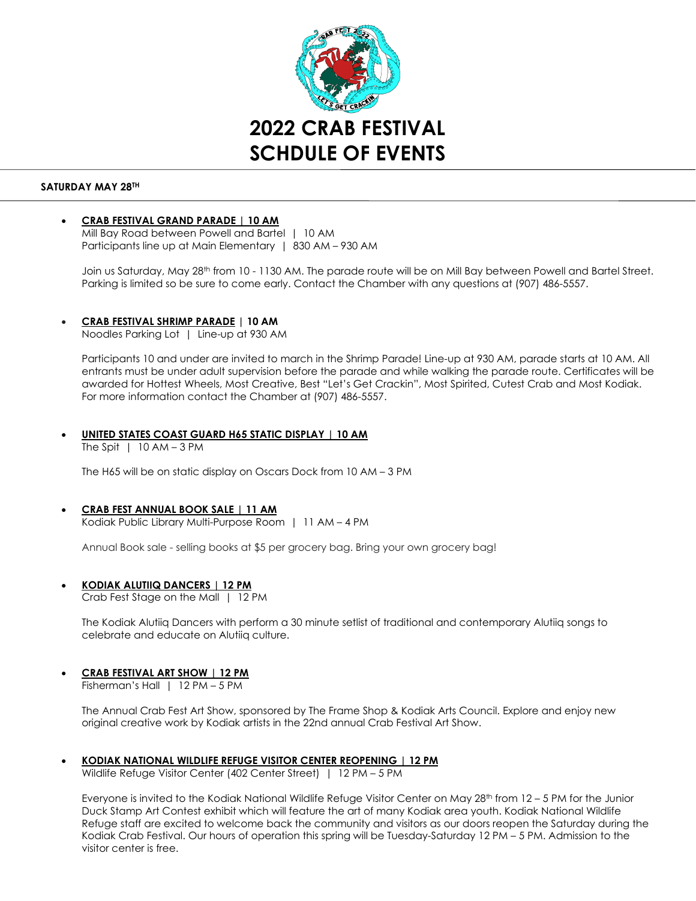# 2022 CRAB FESTIVAL SCHDULE OF EVENTS

**SATURDAY MAY 28TH**

- **CRAB FESTIVAL GRAND PARADE | 10 AM**

  Mill Bay Road between Powell and Bartel | 10 AM
  Participants line up at Main Elementary | 830 AM – 930 AM

  Join us Saturday, May 28th from 10 - 1130 AM. The parade route will be on Mill Bay between Powell and Bartel Street. Parking is limited so be sure to come early. Contact the Chamber with any questions at (907) 486-5557.

- **CRAB FESTIVAL SHRIMP PARADE | 10 AM**

  Noodles Parking Lot | Line-up at 930 AM

  Participants 10 and under are invited to march in the Shrimp Parade! Line-up at 930 AM, parade starts at 10 AM. All entrants must be under adult supervision before the parade and while walking the parade route. Certificates will be awarded for Hottest Wheels, Most Creative, Best "Let's Get Crackin", Most Spirited, Cutest Crab and Most Kodiak. For more information contact the Chamber at (907) 486-5557.

- **UNITED STATES COAST GUARD H65 STATIC DISPLAY | 10 AM**

  The Spit | 10 AM – 3 PM

  The H65 will be on static display on Oscars Dock from 10 AM – 3 PM

- **CRAB FEST ANNUAL BOOK SALE | 11 AM**

  Kodiak Public Library Multi-Purpose Room | 11 AM – 4 PM

  Annual Book sale - selling books at $5 per grocery bag. Bring your own grocery bag!

- **KODIAK ALUTIIQ DANCERS | 12 PM**

  Crab Fest Stage on the Mall | 12 PM

  The Kodiak Alutiiq Dancers with perform a 30 minute setlist of traditional and contemporary Alutiiq songs to celebrate and educate on Alutiiq culture.

- **CRAB FESTIVAL ART SHOW | 12 PM**

  Fisherman's Hall | 12 PM – 5 PM

  The Annual Crab Fest Art Show, sponsored by The Frame Shop & Kodiak Arts Council. Explore and enjoy new original creative work by Kodiak artists in the 22nd annual Crab Festival Art Show.

- **KODIAK NATIONAL WILDLIFE REFUGE VISITOR CENTER REOPENING | 12 PM**

  Wildlife Refuge Visitor Center (402 Center Street) | 12 PM – 5 PM

  Everyone is invited to the Kodiak National Wildlife Refuge Visitor Center on May 28th from 12 – 5 PM for the Junior Duck Stamp Art Contest exhibit which will feature the art of many Kodiak area youth. Kodiak National Wildlife Refuge staff are excited to welcome back the community and visitors as our doors reopen the Saturday during the Kodiak Crab Festival. Our hours of operation this spring will be Tuesday-Saturday 12 PM – 5 PM. Admission to the visitor center is free.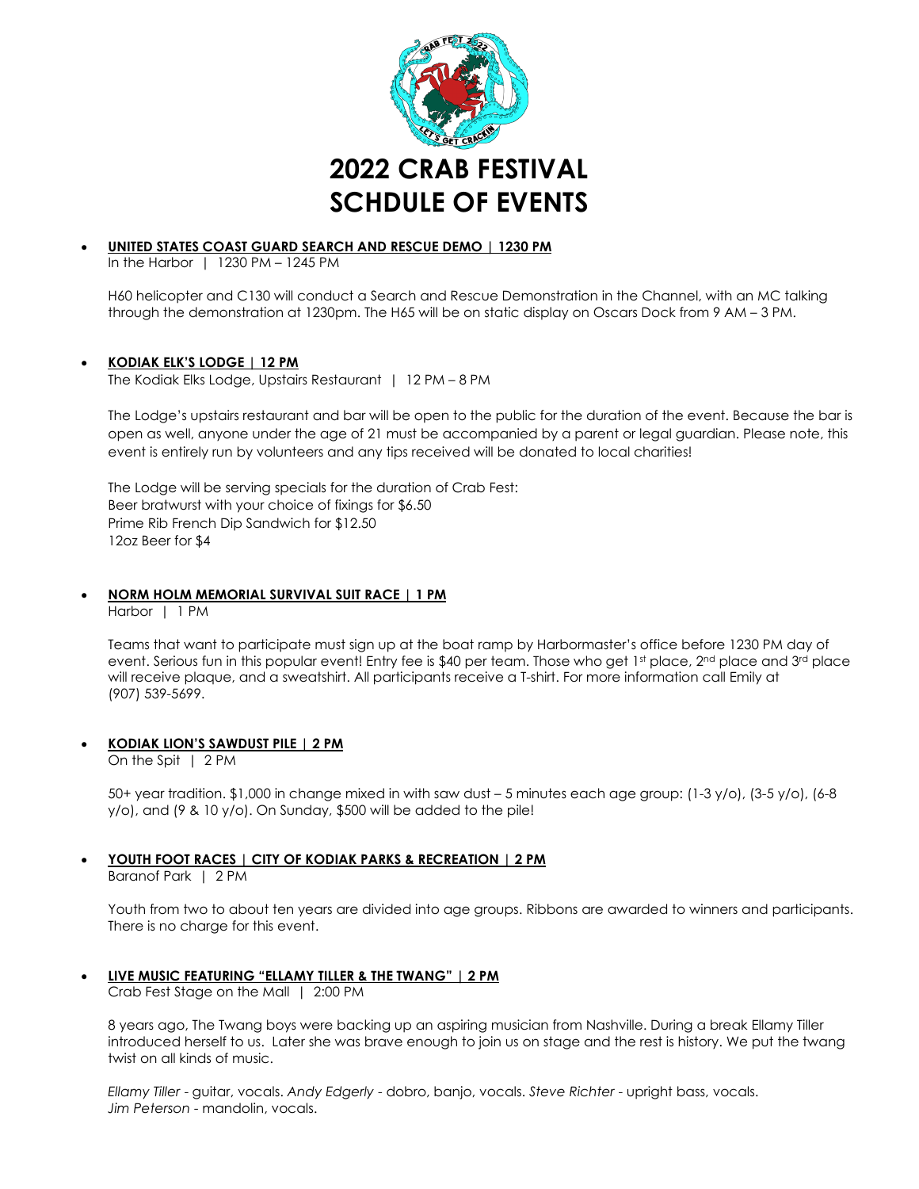# 2022 CRAB FESTIVAL SCHDULE OF EVENTS

- **UNITED STATES COAST GUARD SEARCH AND RESCUE DEMO | 1230 PM**

  In the Harbor | 1230 PM – 1245 PM

  H60 helicopter and C130 will conduct a Search and Rescue Demonstration in the Channel, with an MC talking through the demonstration at 1230pm. The H65 will be on static display on Oscars Dock from 9 AM – 3 PM.

- **KODIAK ELK'S LODGE | 12 PM**

  The Kodiak Elks Lodge, Upstairs Restaurant | 12 PM – 8 PM

  The Lodge's upstairs restaurant and bar will be open to the public for the duration of the event. Because the bar is open as well, anyone under the age of 21 must be accompanied by a parent or legal guardian. Please note, this event is entirely run by volunteers and any tips received will be donated to local charities!

  The Lodge will be serving specials for the duration of Crab Fest:
  Beer bratwurst with your choice of fixings for $6.50
  Prime Rib French Dip Sandwich for $12.50
  12oz Beer for $4

- **NORM HOLM MEMORIAL SURVIVAL SUIT RACE | 1 PM**

  Harbor | 1 PM

  Teams that want to participate must sign up at the boat ramp by Harbormaster's office before 1230 PM day of event. Serious fun in this popular event! Entry fee is $40 per team. Those who get 1st place, 2nd place and 3rd place will receive plaque, and a sweatshirt. All participants receive a T-shirt. For more information call Emily at (907) 539-5699.

- **KODIAK LION'S SAWDUST PILE | 2 PM**

  On the Spit | 2 PM

  50+ year tradition. $1,000 in change mixed in with saw dust – 5 minutes each age group: (1-3 y/o), (3-5 y/o), (6-8 y/o), and (9 & 10 y/o). On Sunday, $500 will be added to the pile!

- **YOUTH FOOT RACES | CITY OF KODIAK PARKS & RECREATION | 2 PM**

  Baranof Park | 2 PM

  Youth from two to about ten years are divided into age groups. Ribbons are awarded to winners and participants. There is no charge for this event.

- **LIVE MUSIC FEATURING "ELLAMY TILLER & THE TWANG" | 2 PM**

  Crab Fest Stage on the Mall | 2:00 PM

  8 years ago, The Twang boys were backing up an aspiring musician from Nashville. During a break Ellamy Tiller introduced herself to us. Later she was brave enough to join us on stage and the rest is history. We put the twang twist on all kinds of music.

  *Ellamy Tiller* - guitar, vocals. *Andy Edgerly* - dobro, banjo, vocals. *Steve Richter* - upright bass, vocals. *Jim Peterson* - mandolin, vocals.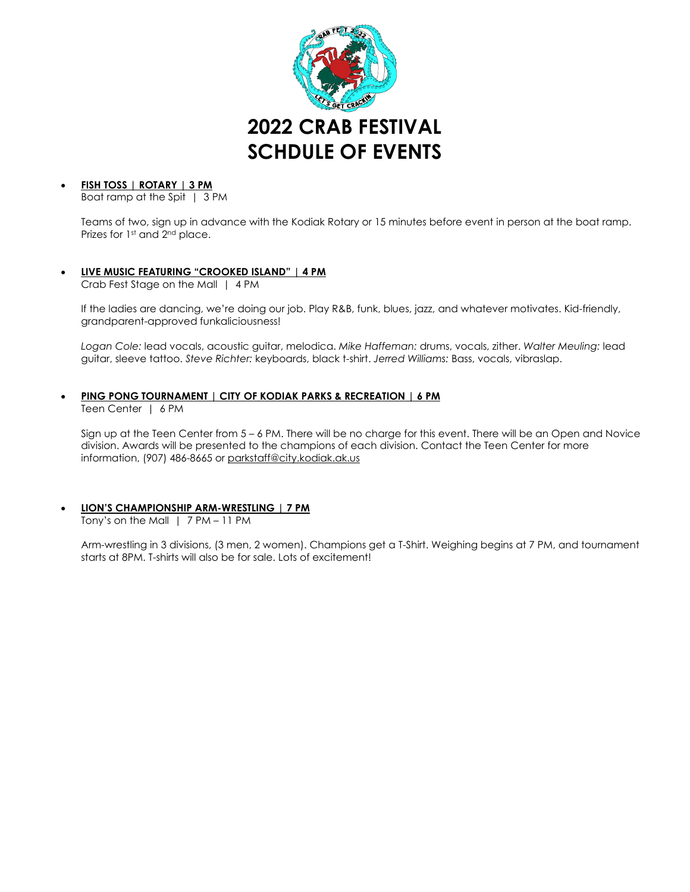# 2022 CRAB FESTIVAL SCHDULE OF EVENTS

- **FISH TOSS | ROTARY | 3 PM**
  Boat ramp at the Spit | 3 PM

  Teams of two, sign up in advance with the Kodiak Rotary or 15 minutes before event in person at the boat ramp. Prizes for 1st and 2nd place.

- **LIVE MUSIC FEATURING "CROOKED ISLAND" | 4 PM**
  Crab Fest Stage on the Mall | 4 PM

  If the ladies are dancing, we're doing our job. Play R&B, funk, blues, jazz, and whatever motivates. Kid-friendly, grandparent-approved funkaliciousness!

  *Logan Cole:* lead vocals, acoustic guitar, melodica. *Mike Haffeman:* drums, vocals, zither. *Walter Meuling:* lead guitar, sleeve tattoo. *Steve Richter:* keyboards, black t-shirt. *Jerred Williams:* Bass, vocals, vibraslap.

- **PING PONG TOURNAMENT | CITY OF KODIAK PARKS & RECREATION | 6 PM**
  Teen Center | 6 PM

  Sign up at the Teen Center from 5 – 6 PM. There will be no charge for this event. There will be an Open and Novice division. Awards will be presented to the champions of each division. Contact the Teen Center for more information, (907) 486-8665 or parkstaff@city.kodiak.ak.us

- **LION'S CHAMPIONSHIP ARM-WRESTLING | 7 PM**
  Tony's on the Mall | 7 PM – 11 PM

  Arm-wrestling in 3 divisions, (3 men, 2 women). Champions get a T-Shirt. Weighing begins at 7 PM, and tournament starts at 8PM. T-shirts will also be for sale. Lots of excitement!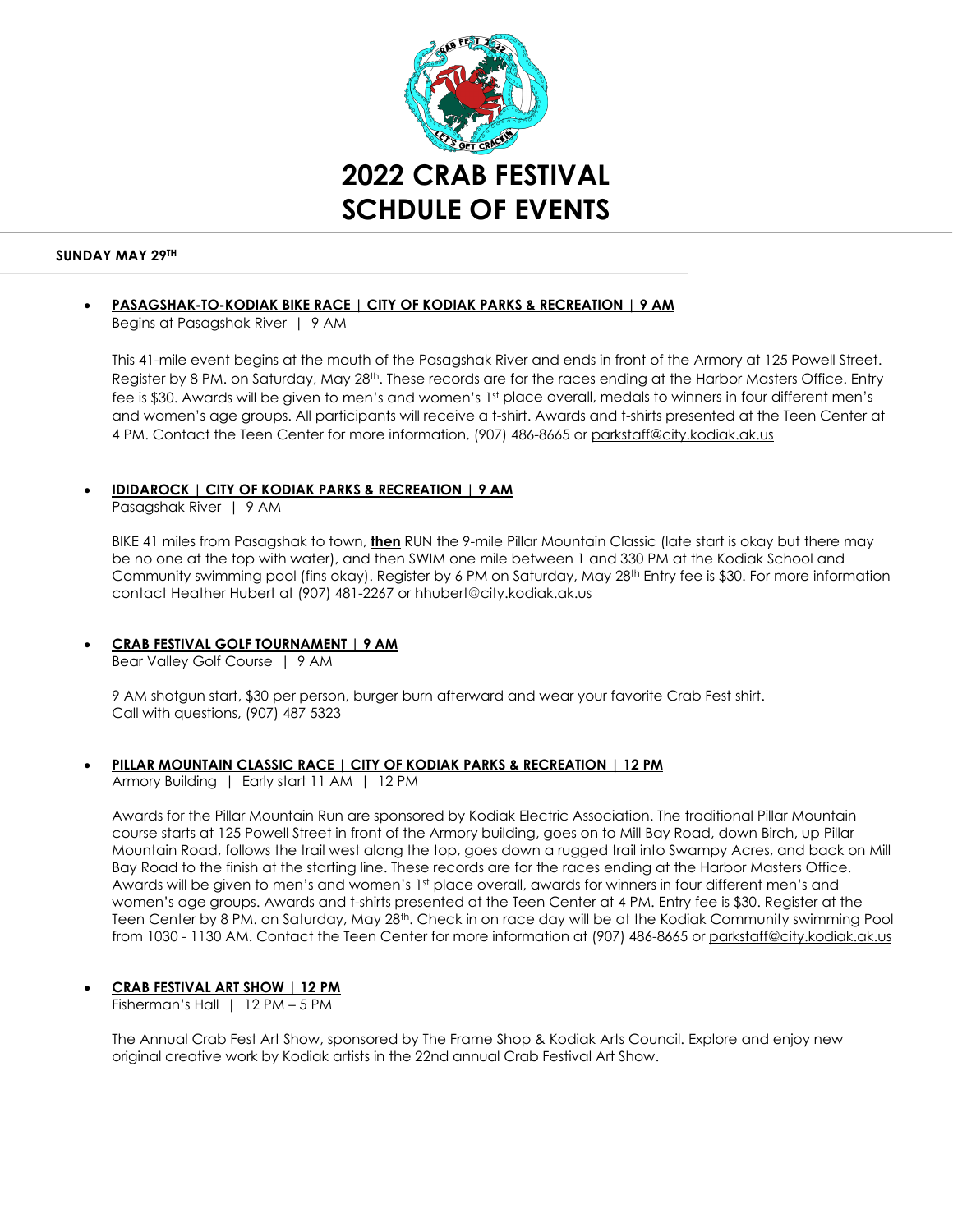# 2022 CRAB FESTIVAL SCHDULE OF EVENTS

**SUNDAY MAY 29TH**

- **PASAGSHAK-TO-KODIAK BIKE RACE | CITY OF KODIAK PARKS & RECREATION | 9 AM**
  Begins at Pasagshak River | 9 AM

  This 41-mile event begins at the mouth of the Pasagshak River and ends in front of the Armory at 125 Powell Street. Register by 8 PM. on Saturday, May 28th. These records are for the races ending at the Harbor Masters Office. Entry fee is $30. Awards will be given to men's and women's 1st place overall, medals to winners in four different men's and women's age groups. All participants will receive a t-shirt. Awards and t-shirts presented at the Teen Center at 4 PM. Contact the Teen Center for more information, (907) 486-8665 or parkstaff@city.kodiak.ak.us

- **IDIDAROCK | CITY OF KODIAK PARKS & RECREATION | 9 AM**
  Pasagshak River | 9 AM

  BIKE 41 miles from Pasagshak to town, **then** RUN the 9-mile Pillar Mountain Classic (late start is okay but there may be no one at the top with water), and then SWIM one mile between 1 and 330 PM at the Kodiak School and Community swimming pool (fins okay). Register by 6 PM on Saturday, May 28th Entry fee is $30. For more information contact Heather Hubert at (907) 481-2267 or hhubert@city.kodiak.ak.us

- **CRAB FESTIVAL GOLF TOURNAMENT | 9 AM**
  Bear Valley Golf Course | 9 AM

  9 AM shotgun start, $30 per person, burger burn afterward and wear your favorite Crab Fest shirt.
  Call with questions, (907) 487 5323

- **PILLAR MOUNTAIN CLASSIC RACE | CITY OF KODIAK PARKS & RECREATION | 12 PM**
  Armory Building | Early start 11 AM | 12 PM

  Awards for the Pillar Mountain Run are sponsored by Kodiak Electric Association. The traditional Pillar Mountain course starts at 125 Powell Street in front of the Armory building, goes on to Mill Bay Road, down Birch, up Pillar Mountain Road, follows the trail west along the top, goes down a rugged trail into Swampy Acres, and back on Mill Bay Road to the finish at the starting line. These records are for the races ending at the Harbor Masters Office. Awards will be given to men's and women's 1st place overall, awards for winners in four different men's and women's age groups. Awards and t-shirts presented at the Teen Center at 4 PM. Entry fee is $30. Register at the Teen Center by 8 PM. on Saturday, May 28th. Check in on race day will be at the Kodiak Community swimming Pool from 1030 - 1130 AM. Contact the Teen Center for more information at (907) 486-8665 or parkstaff@city.kodiak.ak.us

- **CRAB FESTIVAL ART SHOW | 12 PM**
  Fisherman's Hall | 12 PM – 5 PM

  The Annual Crab Fest Art Show, sponsored by The Frame Shop & Kodiak Arts Council. Explore and enjoy new original creative work by Kodiak artists in the 22nd annual Crab Festival Art Show.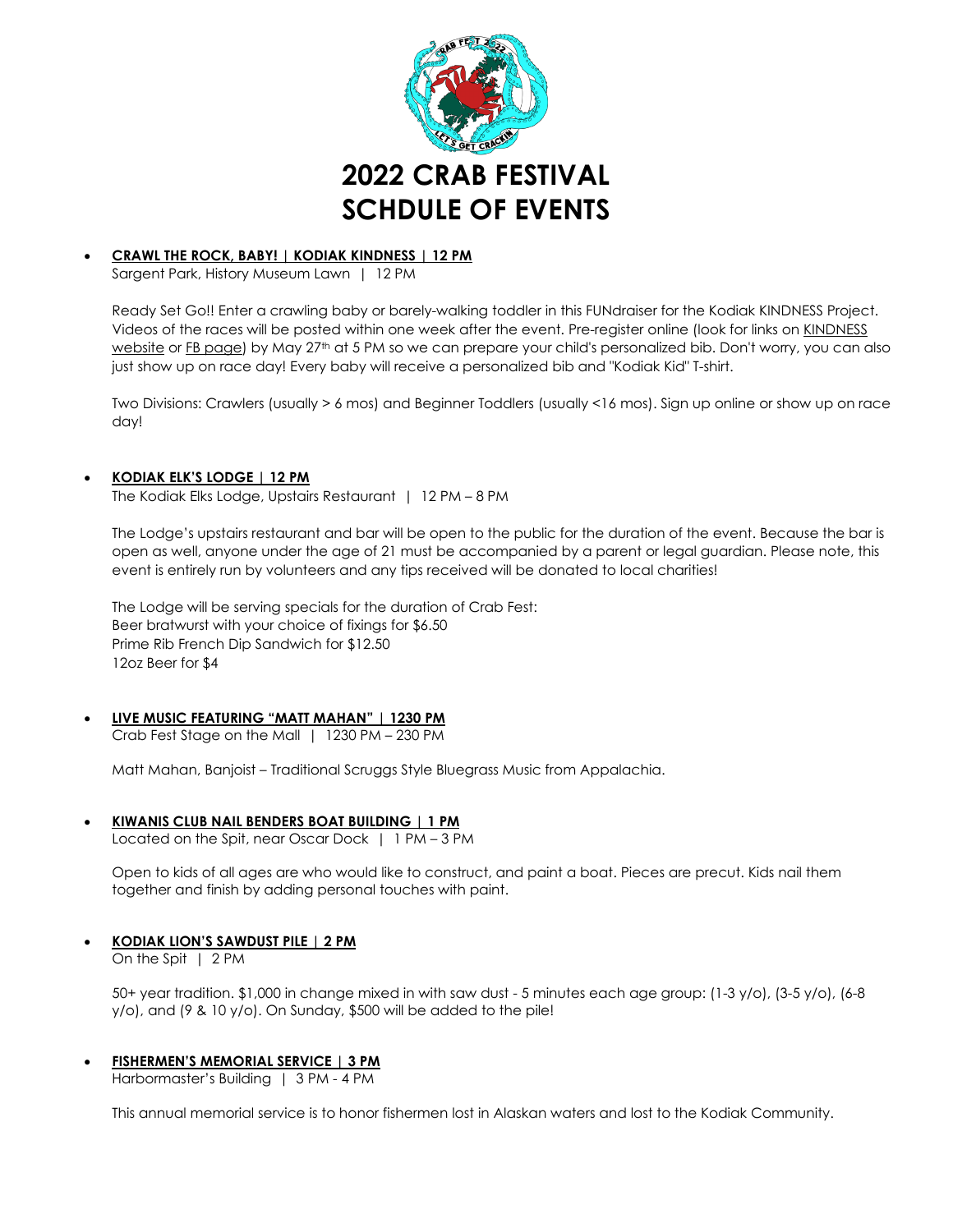# 2022 CRAB FESTIVAL SCHDULE OF EVENTS

- **CRAWL THE ROCK, BABY! | KODIAK KINDNESS | 12 PM**

  Sargent Park, History Museum Lawn | 12 PM

  Ready Set Go!! Enter a crawling baby or barely-walking toddler in this FUNdraiser for the Kodiak KINDNESS Project. Videos of the races will be posted within one week after the event. Pre-register online (look for links on KINDNESS website or FB page) by May 27th at 5 PM so we can prepare your child's personalized bib. Don't worry, you can also just show up on race day! Every baby will receive a personalized bib and "Kodiak Kid" T-shirt.

  Two Divisions: Crawlers (usually > 6 mos) and Beginner Toddlers (usually <16 mos). Sign up online or show up on race day!

- **KODIAK ELK'S LODGE | 12 PM**

  The Kodiak Elks Lodge, Upstairs Restaurant | 12 PM – 8 PM

  The Lodge's upstairs restaurant and bar will be open to the public for the duration of the event. Because the bar is open as well, anyone under the age of 21 must be accompanied by a parent or legal guardian. Please note, this event is entirely run by volunteers and any tips received will be donated to local charities!

  The Lodge will be serving specials for the duration of Crab Fest:
  Beer bratwurst with your choice of fixings for $6.50
  Prime Rib French Dip Sandwich for $12.50
  12oz Beer for $4

- **LIVE MUSIC FEATURING "MATT MAHAN" | 1230 PM**

  Crab Fest Stage on the Mall | 1230 PM – 230 PM

  Matt Mahan, Banjoist – Traditional Scruggs Style Bluegrass Music from Appalachia.

- **KIWANIS CLUB NAIL BENDERS BOAT BUILDING | 1 PM**

  Located on the Spit, near Oscar Dock | 1 PM – 3 PM

  Open to kids of all ages are who would like to construct, and paint a boat. Pieces are precut. Kids nail them together and finish by adding personal touches with paint.

- **KODIAK LION'S SAWDUST PILE | 2 PM**

  On the Spit | 2 PM

  50+ year tradition. $1,000 in change mixed in with saw dust - 5 minutes each age group: (1-3 y/o), (3-5 y/o), (6-8 y/o), and (9 & 10 y/o). On Sunday, $500 will be added to the pile!

- **FISHERMEN'S MEMORIAL SERVICE | 3 PM**

  Harbormaster's Building | 3 PM - 4 PM

  This annual memorial service is to honor fishermen lost in Alaskan waters and lost to the Kodiak Community.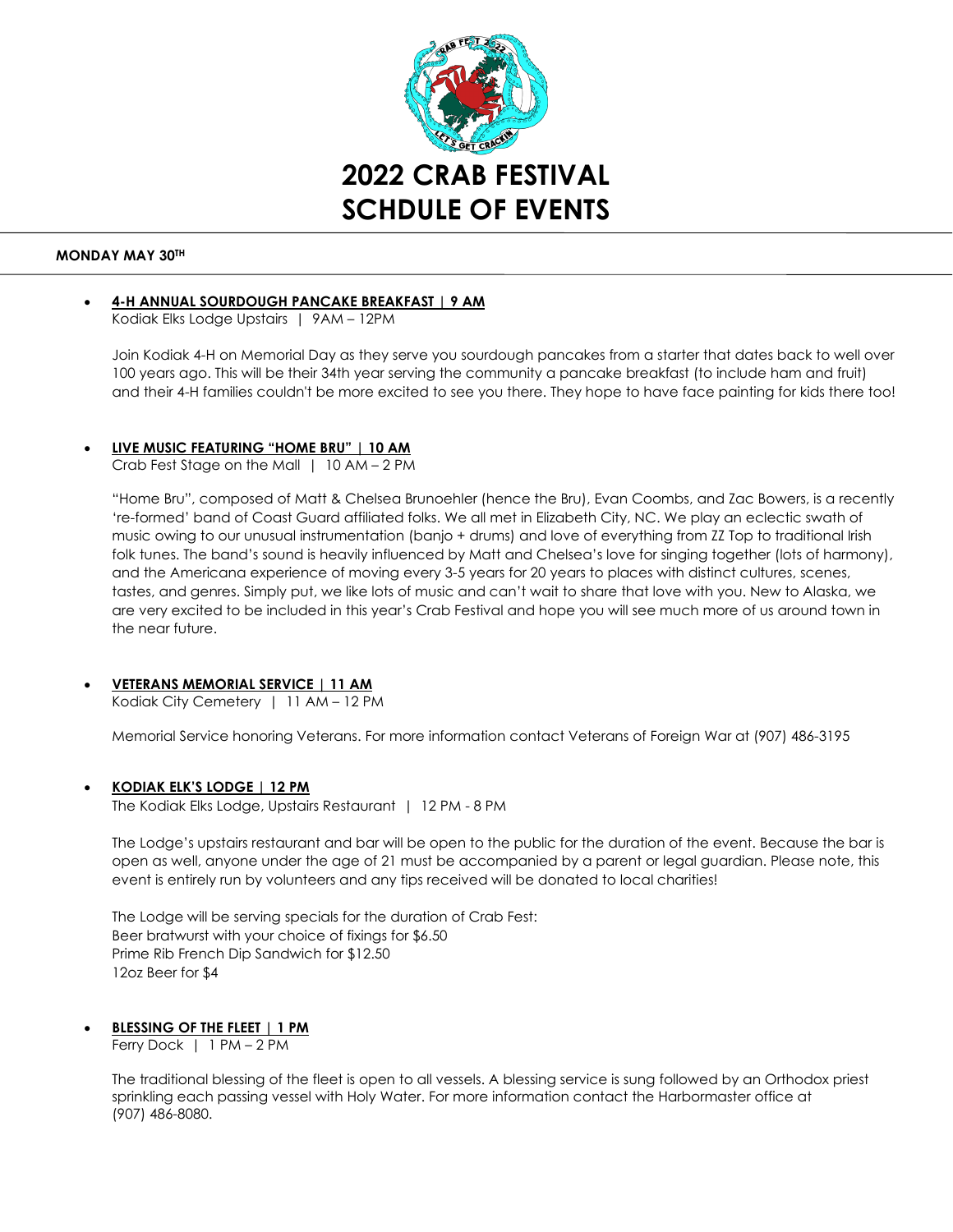# 2022 CRAB FESTIVAL SCHDULE OF EVENTS

## MONDAY MAY 30TH

- **4-H ANNUAL SOURDOUGH PANCAKE BREAKFAST | 9 AM**
  Kodiak Elks Lodge Upstairs | 9AM – 12PM

  Join Kodiak 4-H on Memorial Day as they serve you sourdough pancakes from a starter that dates back to well over 100 years ago. This will be their 34th year serving the community a pancake breakfast (to include ham and fruit) and their 4-H families couldn't be more excited to see you there. They hope to have face painting for kids there too!

- **LIVE MUSIC FEATURING "HOME BRU" | 10 AM**
  Crab Fest Stage on the Mall | 10 AM – 2 PM

  "Home Bru", composed of Matt & Chelsea Brunoehler (hence the Bru), Evan Coombs, and Zac Bowers, is a recently 're-formed' band of Coast Guard affiliated folks. We all met in Elizabeth City, NC. We play an eclectic swath of music owing to our unusual instrumentation (banjo + drums) and love of everything from ZZ Top to traditional Irish folk tunes. The band's sound is heavily influenced by Matt and Chelsea's love for singing together (lots of harmony), and the Americana experience of moving every 3-5 years for 20 years to places with distinct cultures, scenes, tastes, and genres. Simply put, we like lots of music and can't wait to share that love with you. New to Alaska, we are very excited to be included in this year's Crab Festival and hope you will see much more of us around town in the near future.

- **VETERANS MEMORIAL SERVICE | 11 AM**
  Kodiak City Cemetery | 11 AM – 12 PM

  Memorial Service honoring Veterans. For more information contact Veterans of Foreign War at (907) 486-3195

- **KODIAK ELK'S LODGE | 12 PM**
  The Kodiak Elks Lodge, Upstairs Restaurant | 12 PM - 8 PM

  The Lodge's upstairs restaurant and bar will be open to the public for the duration of the event. Because the bar is open as well, anyone under the age of 21 must be accompanied by a parent or legal guardian. Please note, this event is entirely run by volunteers and any tips received will be donated to local charities!

  The Lodge will be serving specials for the duration of Crab Fest:
  Beer bratwurst with your choice of fixings for $6.50
  Prime Rib French Dip Sandwich for $12.50
  12oz Beer for $4

- **BLESSING OF THE FLEET | 1 PM**
  Ferry Dock | 1 PM – 2 PM

  The traditional blessing of the fleet is open to all vessels. A blessing service is sung followed by an Orthodox priest sprinkling each passing vessel with Holy Water. For more information contact the Harbormaster office at (907) 486-8080.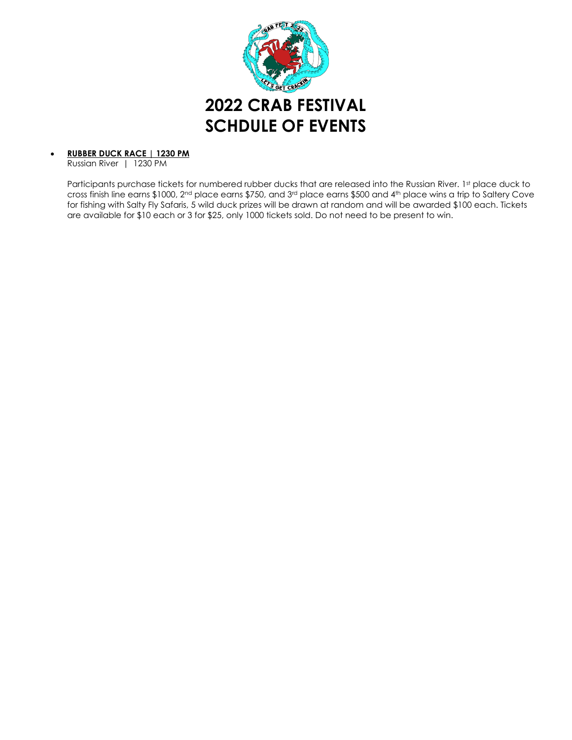# 2022 CRAB FESTIVAL SCHDULE OF EVENTS

- **RUBBER DUCK RACE | 1230 PM**
  Russian River | 1230 PM

  Participants purchase tickets for numbered rubber ducks that are released into the Russian River. 1st place duck to cross finish line earns $1000, 2nd place earns $750, and 3rd place earns $500 and 4th place wins a trip to Saltery Cove for fishing with Salty Fly Safaris, 5 wild duck prizes will be drawn at random and will be awarded $100 each. Tickets are available for $10 each or 3 for $25, only 1000 tickets sold. Do not need to be present to win.